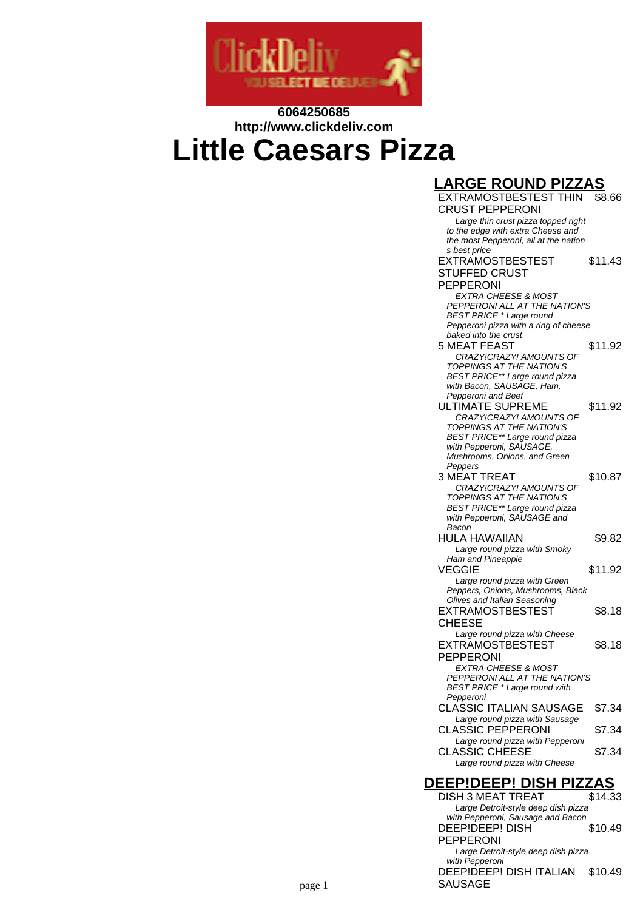6064250685
http://www.clickdeliv.com

# Little Caesars Pizza

## LARGE ROUND PIZZAS

**EXTRAMOSTBESTEST THIN CRUST PEPPERONI** $8.66
*Large thin crust pizza topped right to the edge with extra Cheese and the most Pepperoni, all at the nation s best price*

**EXTRAMOSTBESTEST STUFFED CRUST PEPPERONI** $11.43
*EXTRA CHEESE & MOST PEPPERONI ALL AT THE NATION'S BEST PRICE * Large round Pepperoni pizza with a ring of cheese baked into the crust*

**5 MEAT FEAST** $11.92
*CRAZY!CRAZY! AMOUNTS OF TOPPINGS AT THE NATION'S BEST PRICE** Large round pizza with Bacon, SAUSAGE, Ham, Pepperoni and Beef*

**ULTIMATE SUPREME** $11.92
*CRAZY!CRAZY! AMOUNTS OF TOPPINGS AT THE NATION'S BEST PRICE** Large round pizza with Pepperoni, SAUSAGE, Mushrooms, Onions, and Green Peppers*

**3 MEAT TREAT** $10.87
*CRAZY!CRAZY! AMOUNTS OF TOPPINGS AT THE NATION'S BEST PRICE** Large round pizza with Pepperoni, SAUSAGE and Bacon*

**HULA HAWAIIAN** $9.82
*Large round pizza with Smoky Ham and Pineapple*

**VEGGIE** $11.92
*Large round pizza with Green Peppers, Onions, Mushrooms, Black Olives and Italian Seasoning*

**EXTRAMOSTBESTEST CHEESE** $8.18
*Large round pizza with Cheese*

**EXTRAMOSTBESTEST PEPPERONI** $8.18
*EXTRA CHEESE & MOST PEPPERONI ALL AT THE NATION'S BEST PRICE * Large round with Pepperoni*

**CLASSIC ITALIAN SAUSAGE** $7.34
*Large round pizza with Sausage*

**CLASSIC PEPPERONI** $7.34
*Large round pizza with Pepperoni*

**CLASSIC CHEESE** $7.34
*Large round pizza with Cheese*

## DEEP!DEEP! DISH PIZZAS

**DISH 3 MEAT TREAT** $14.33
*Large Detroit-style deep dish pizza with Pepperoni, Sausage and Bacon*

**DEEP!DEEP! DISH PEPPERONI** $10.49
*Large Detroit-style deep dish pizza with Pepperoni*

**DEEP!DEEP! DISH ITALIAN SAUSAGE** $10.49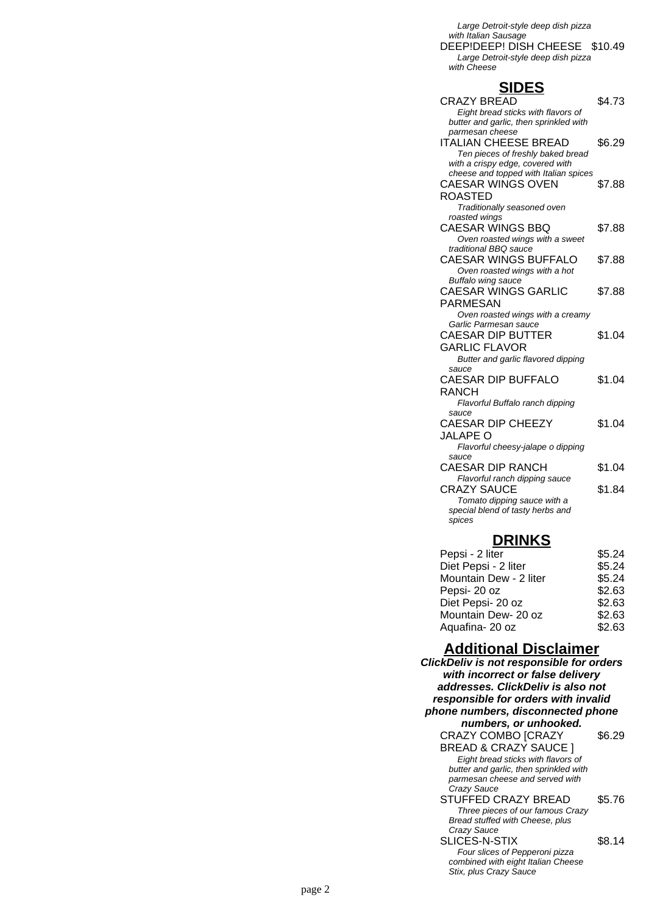*Large Detroit-style deep dish pizza with Italian Sausage*

DEEP!DEEP! DISH CHEESE $10.49
*Large Detroit-style deep dish pizza with Cheese*

## SIDES

CRAZY BREAD $4.73
*Eight bread sticks with flavors of butter and garlic, then sprinkled with parmesan cheese*

ITALIAN CHEESE BREAD $6.29
*Ten pieces of freshly baked bread with a crispy edge, covered with cheese and topped with Italian spices*

CAESAR WINGS OVEN ROASTED $7.88
*Traditionally seasoned oven roasted wings*

CAESAR WINGS BBQ $7.88
*Oven roasted wings with a sweet traditional BBQ sauce*

CAESAR WINGS BUFFALO $7.88
*Oven roasted wings with a hot Buffalo wing sauce*

CAESAR WINGS GARLIC PARMESAN $7.88
*Oven roasted wings with a creamy Garlic Parmesan sauce*

CAESAR DIP BUTTER GARLIC FLAVOR $1.04
*Butter and garlic flavored dipping sauce*

CAESAR DIP BUFFALO RANCH $1.04
*Flavorful Buffalo ranch dipping sauce*

CAESAR DIP CHEEZY JALAPE O $1.04
*Flavorful cheesy-jalape o dipping sauce*

CAESAR DIP RANCH $1.04
*Flavorful ranch dipping sauce*

CRAZY SAUCE $1.84
*Tomato dipping sauce with a special blend of tasty herbs and spices*

## DRINKS

| | |
|---|---|
| Pepsi - 2 liter | $5.24 |
| Diet Pepsi - 2 liter | $5.24 |
| Mountain Dew - 2 liter | $5.24 |
| Pepsi- 20 oz | $2.63 |
| Diet Pepsi- 20 oz | $2.63 |
| Mountain Dew- 20 oz | $2.63 |
| Aquafina- 20 oz | $2.63 |

## Additional Disclaimer

***ClickDeliv is not responsible for orders with incorrect or false delivery addresses. ClickDeliv is also not responsible for orders with invalid phone numbers, disconnected phone numbers, or unhooked.***

CRAZY COMBO [CRAZY BREAD & CRAZY SAUCE ] $6.29
*Eight bread sticks with flavors of butter and garlic, then sprinkled with parmesan cheese and served with Crazy Sauce*

STUFFED CRAZY BREAD $5.76
*Three pieces of our famous Crazy Bread stuffed with Cheese, plus Crazy Sauce*

SLICES-N-STIX $8.14
*Four slices of Pepperoni pizza combined with eight Italian Cheese Stix, plus Crazy Sauce*